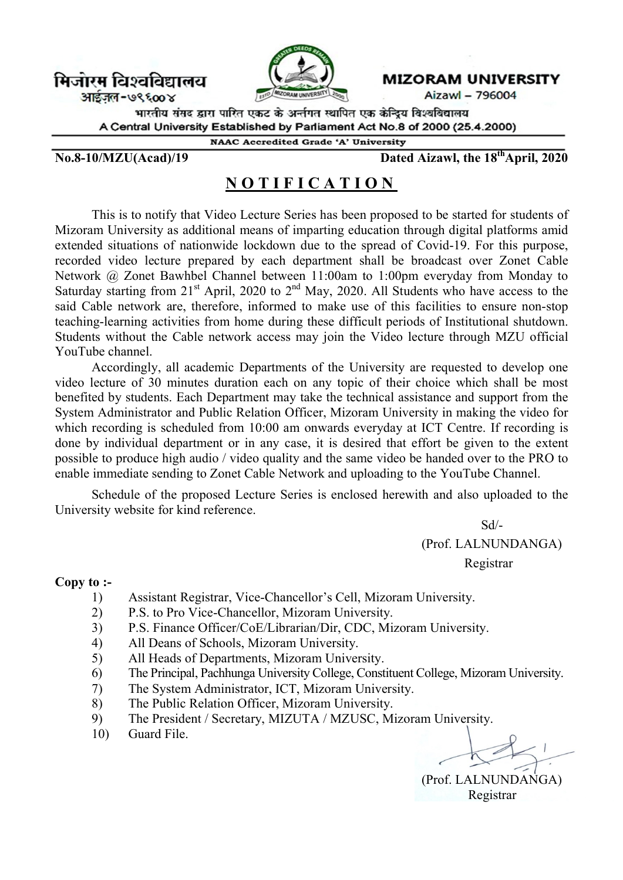मिजोरम विश्वविद्यालय
आईज़ल-७९६००४

**MIZORAM UNIVERSITY**
Aizawl – 796004

भारतीय संसद द्वारा पारित एकट के अर्न्तगत स्थापित एक केन्द्रिय विश्वविद्यालय
A Central University Established by Parliament Act No.8 of 2000 (25.4.2000)

**NAAC Accredited Grade 'A' University**

**No.8-10/MZU(Acad)/19** **Dated Aizawl, the 18th April, 2020**

# NOTIFICATION

This is to notify that Video Lecture Series has been proposed to be started for students of Mizoram University as additional means of imparting education through digital platforms amid extended situations of nationwide lockdown due to the spread of Covid-19. For this purpose, recorded video lecture prepared by each department shall be broadcast over Zonet Cable Network @ Zonet Bawhbel Channel between 11:00am to 1:00pm everyday from Monday to Saturday starting from 21st April, 2020 to 2nd May, 2020. All Students who have access to the said Cable network are, therefore, informed to make use of this facilities to ensure non-stop teaching-learning activities from home during these difficult periods of Institutional shutdown. Students without the Cable network access may join the Video lecture through MZU official YouTube channel.

Accordingly, all academic Departments of the University are requested to develop one video lecture of 30 minutes duration each on any topic of their choice which shall be most benefited by students. Each Department may take the technical assistance and support from the System Administrator and Public Relation Officer, Mizoram University in making the video for which recording is scheduled from 10:00 am onwards everyday at ICT Centre. If recording is done by individual department or in any case, it is desired that effort be given to the extent possible to produce high audio / video quality and the same video be handed over to the PRO to enable immediate sending to Zonet Cable Network and uploading to the YouTube Channel.

Schedule of the proposed Lecture Series is enclosed herewith and also uploaded to the University website for kind reference.

Sd/-
(Prof. LALNUNDANGA)
Registrar

**Copy to :-**

1) Assistant Registrar, Vice-Chancellor's Cell, Mizoram University.
2) P.S. to Pro Vice-Chancellor, Mizoram University.
3) P.S. Finance Officer/CoE/Librarian/Dir, CDC, Mizoram University.
4) All Deans of Schools, Mizoram University.
5) All Heads of Departments, Mizoram University.
6) The Principal, Pachhunga University College, Constituent College, Mizoram University.
7) The System Administrator, ICT, Mizoram University.
8) The Public Relation Officer, Mizoram University.
9) The President / Secretary, MIZUTA / MZUSC, Mizoram University.
10) Guard File.

(Prof. LALNUNDANGA)
Registrar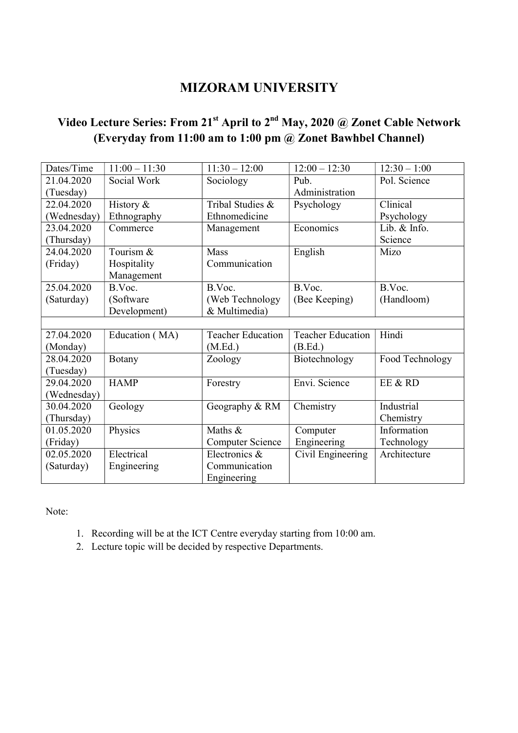# MIZORAM UNIVERSITY

## Video Lecture Series: From 21st April to 2nd May, 2020 @ Zonet Cable Network (Everyday from 11:00 am to 1:00 pm @ Zonet Bawhbel Channel)

| Dates/Time | 11:00 – 11:30 | 11:30 – 12:00 | 12:00 – 12:30 | 12:30 – 1:00 |
|---|---|---|---|---|
| 21.04.2020 (Tuesday) | Social Work | Sociology | Pub. Administration | Pol. Science |
| 22.04.2020 (Wednesday) | History & Ethnography | Tribal Studies & Ethnomedicine | Psychology | Clinical Psychology |
| 23.04.2020 (Thursday) | Commerce | Management | Economics | Lib. & Info. Science |
| 24.04.2020 (Friday) | Tourism & Hospitality Management | Mass Communication | English | Mizo |
| 25.04.2020 (Saturday) | B.Voc. (Software Development) | B.Voc. (Web Technology & Multimedia) | B.Voc. (Bee Keeping) | B.Voc. (Handloom) |
| | | | | |
| 27.04.2020 (Monday) | Education ( MA) | Teacher Education (M.Ed.) | Teacher Education (B.Ed.) | Hindi |
| 28.04.2020 (Tuesday) | Botany | Zoology | Biotechnology | Food Technology |
| 29.04.2020 (Wednesday) | HAMP | Forestry | Envi. Science | EE & RD |
| 30.04.2020 (Thursday) | Geology | Geography & RM | Chemistry | Industrial Chemistry |
| 01.05.2020 (Friday) | Physics | Maths & Computer Science | Computer Engineering | Information Technology |
| 02.05.2020 (Saturday) | Electrical Engineering | Electronics & Communication Engineering | Civil Engineering | Architecture |

Note:

1. Recording will be at the ICT Centre everyday starting from 10:00 am.
2. Lecture topic will be decided by respective Departments.